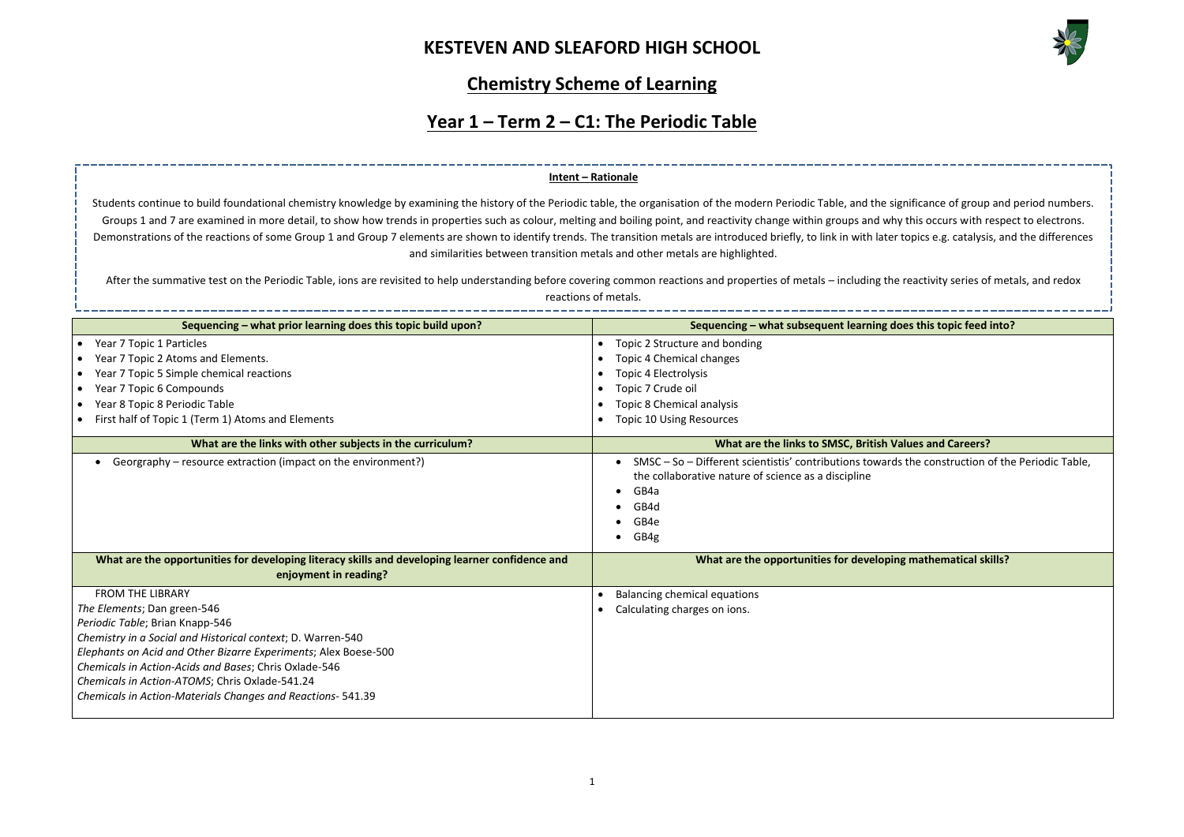# KESTEVEN AND SLEAFORD HIGH SCHOOL

## Chemistry Scheme of Learning

## Year 1 – Term 2 – C1: The Periodic Table

**Intent – Rationale**

Students continue to build foundational chemistry knowledge by examining the history of the Periodic table, the organisation of the modern Periodic Table, and the significance of group and period numbers. Groups 1 and 7 are examined in more detail, to show how trends in properties such as colour, melting and boiling point, and reactivity change within groups and why this occurs with respect to electrons. Demonstrations of the reactions of some Group 1 and Group 7 elements are shown to identify trends. The transition metals are introduced briefly, to link in with later topics e.g. catalysis, and the differences and similarities between transition metals and other metals are highlighted.

After the summative test on the Periodic Table, ions are revisited to help understanding before covering common reactions and properties of metals – including the reactivity series of metals, and redox reactions of metals.

| Sequencing – what prior learning does this topic build upon? | Sequencing – what subsequent learning does this topic feed into? |
|---|---|
| • Year 7 Topic 1 Particles<br>• Year 7 Topic 2 Atoms and Elements.<br>• Year 7 Topic 5 Simple chemical reactions<br>• Year 7 Topic 6 Compounds<br>• Year 8 Topic 8 Periodic Table<br>• First half of Topic 1 (Term 1) Atoms and Elements | • Topic 2 Structure and bonding<br>• Topic 4 Chemical changes<br>• Topic 4 Electrolysis<br>• Topic 7 Crude oil<br>• Topic 8 Chemical analysis<br>• Topic 10 Using Resources |
| **What are the links with other subjects in the curriculum?** | **What are the links to SMSC, British Values and Careers?** |
| • Georgraphy – resource extraction (impact on the environment?) | • SMSC – So – Different scientistis' contributions towards the construction of the Periodic Table, the collaborative nature of science as a discipline<br>• GB4a<br>• GB4d<br>• GB4e<br>• GB4g |
| **What are the opportunities for developing literacy skills and developing learner confidence and enjoyment in reading?** | **What are the opportunities for developing mathematical skills?** |
| FROM THE LIBRARY<br>*The Elements*; Dan green-546<br>*Periodic Table*; Brian Knapp-546<br>*Chemistry in a Social and Historical context*; D. Warren-540<br>*Elephants on Acid and Other Bizarre Experiments*; Alex Boese-500<br>*Chemicals in Action-Acids and Bases*; Chris Oxlade-546<br>*Chemicals in Action-ATOMS*; Chris Oxlade-541.24<br>*Chemicals in Action-Materials Changes and Reactions*- 541.39 | • Balancing chemical equations<br>• Calculating charges on ions. |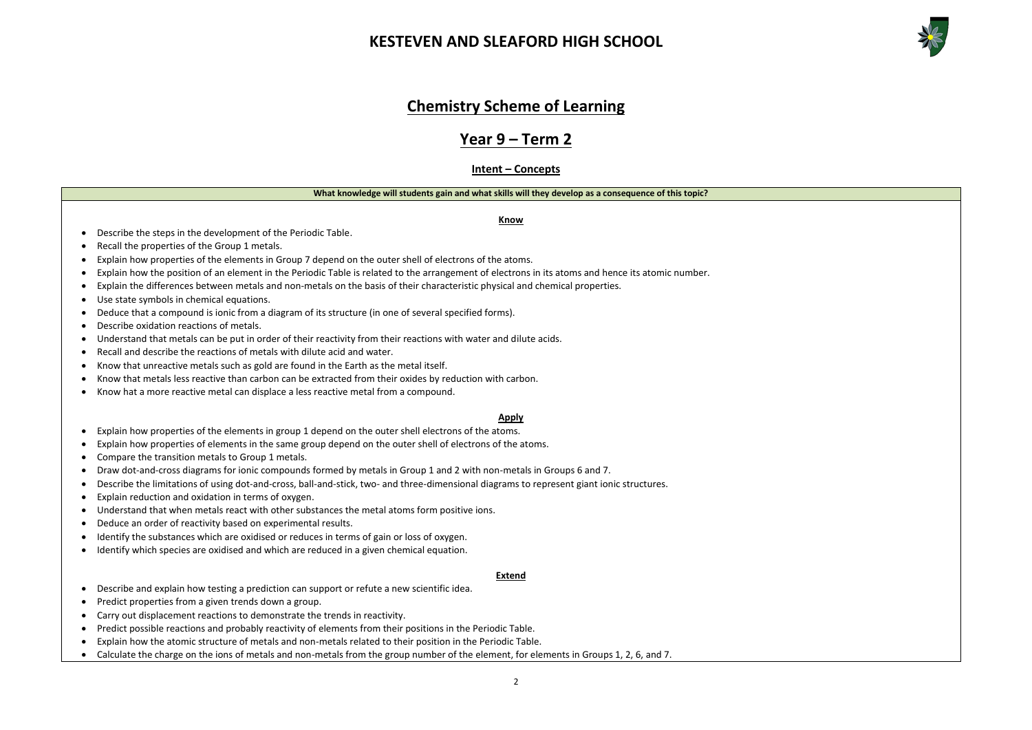# KESTEVEN AND SLEAFORD HIGH SCHOOL

## Chemistry Scheme of Learning

## Year 9 – Term 2

### Intent – Concepts

**What knowledge will students gain and what skills will they develop as a consequence of this topic?**

**Know**

- Describe the steps in the development of the Periodic Table.
- Recall the properties of the Group 1 metals.
- Explain how properties of the elements in Group 7 depend on the outer shell of electrons of the atoms.
- Explain how the position of an element in the Periodic Table is related to the arrangement of electrons in its atoms and hence its atomic number.
- Explain the differences between metals and non-metals on the basis of their characteristic physical and chemical properties.
- Use state symbols in chemical equations.
- Deduce that a compound is ionic from a diagram of its structure (in one of several specified forms).
- Describe oxidation reactions of metals.
- Understand that metals can be put in order of their reactivity from their reactions with water and dilute acids.
- Recall and describe the reactions of metals with dilute acid and water.
- Know that unreactive metals such as gold are found in the Earth as the metal itself.
- Know that metals less reactive than carbon can be extracted from their oxides by reduction with carbon.
- Know hat a more reactive metal can displace a less reactive metal from a compound.

**Apply**

- Explain how properties of the elements in group 1 depend on the outer shell electrons of the atoms.
- Explain how properties of elements in the same group depend on the outer shell of electrons of the atoms.
- Compare the transition metals to Group 1 metals.
- Draw dot-and-cross diagrams for ionic compounds formed by metals in Group 1 and 2 with non-metals in Groups 6 and 7.
- Describe the limitations of using dot-and-cross, ball-and-stick, two- and three-dimensional diagrams to represent giant ionic structures.
- Explain reduction and oxidation in terms of oxygen.
- Understand that when metals react with other substances the metal atoms form positive ions.
- Deduce an order of reactivity based on experimental results.
- Identify the substances which are oxidised or reduces in terms of gain or loss of oxygen.
- Identify which species are oxidised and which are reduced in a given chemical equation.

**Extend**

- Describe and explain how testing a prediction can support or refute a new scientific idea.
- Predict properties from a given trends down a group.
- Carry out displacement reactions to demonstrate the trends in reactivity.
- Predict possible reactions and probably reactivity of elements from their positions in the Periodic Table.
- Explain how the atomic structure of metals and non-metals related to their position in the Periodic Table.
- Calculate the charge on the ions of metals and non-metals from the group number of the element, for elements in Groups 1, 2, 6, and 7.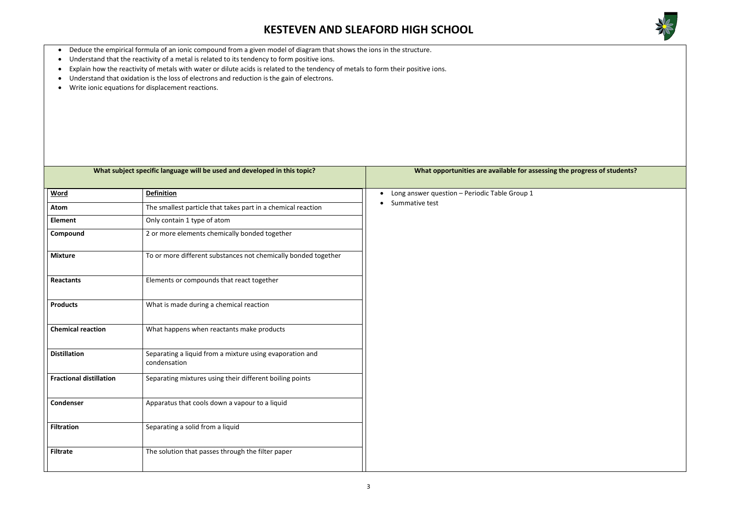- Deduce the empirical formula of an ionic compound from a given model of diagram that shows the ions in the structure.
- Understand that the reactivity of a metal is related to its tendency to form positive ions.
- Explain how the reactivity of metals with water or dilute acids is related to the tendency of metals to form their positive ions.
- Understand that oxidation is the loss of electrons and reduction is the gain of electrons.
- Write ionic equations for displacement reactions.

## What subject specific language will be used and developed in this topic?

| Word | Definition |
|---|---|
| **Atom** | The smallest particle that takes part in a chemical reaction |
| **Element** | Only contain 1 type of atom |
| **Compound** | 2 or more elements chemically bonded together |
| **Mixture** | To or more different substances not chemically bonded together |
| **Reactants** | Elements or compounds that react together |
| **Products** | What is made during a chemical reaction |
| **Chemical reaction** | What happens when reactants make products |
| **Distillation** | Separating a liquid from a mixture using evaporation and condensation |
| **Fractional distillation** | Separating mixtures using their different boiling points |
| **Condenser** | Apparatus that cools down a vapour to a liquid |
| **Filtration** | Separating a solid from a liquid |
| **Filtrate** | The solution that passes through the filter paper |

## What opportunities are available for assessing the progress of students?

- Long answer question – Periodic Table Group 1
- Summative test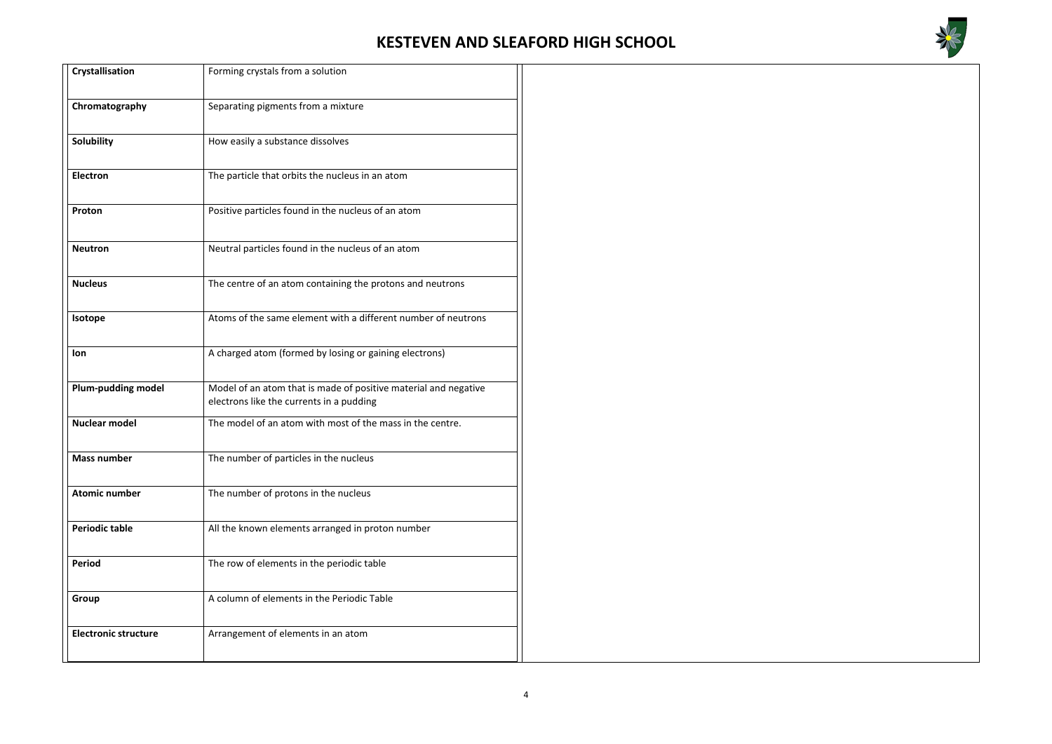| Crystallisation | Forming crystals from a solution |
|---|---|
| **Chromatography** | Separating pigments from a mixture |
| **Solubility** | How easily a substance dissolves |
| **Electron** | The particle that orbits the nucleus in an atom |
| **Proton** | Positive particles found in the nucleus of an atom |
| **Neutron** | Neutral particles found in the nucleus of an atom |
| **Nucleus** | The centre of an atom containing the protons and neutrons |
| **Isotope** | Atoms of the same element with a different number of neutrons |
| **Ion** | A charged atom (formed by losing or gaining electrons) |
| **Plum-pudding model** | Model of an atom that is made of positive material and negative electrons like the currents in a pudding |
| **Nuclear model** | The model of an atom with most of the mass in the centre. |
| **Mass number** | The number of particles in the nucleus |
| **Atomic number** | The number of protons in the nucleus |
| **Periodic table** | All the known elements arranged in proton number |
| **Period** | The row of elements in the periodic table |
| **Group** | A column of elements in the Periodic Table |
| **Electronic structure** | Arrangement of elements in an atom |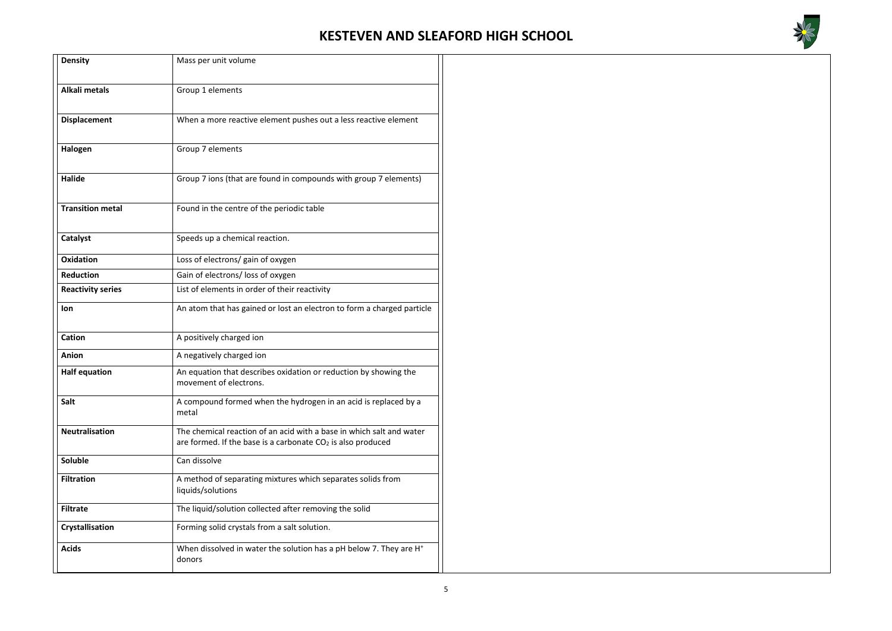| **Density** | Mass per unit volume |
|---|---|
| **Alkali metals** | Group 1 elements |
| **Displacement** | When a more reactive element pushes out a less reactive element |
| **Halogen** | Group 7 elements |
| **Halide** | Group 7 ions (that are found in compounds with group 7 elements) |
| **Transition metal** | Found in the centre of the periodic table |
| **Catalyst** | Speeds up a chemical reaction. |
| **Oxidation** | Loss of electrons/ gain of oxygen |
| **Reduction** | Gain of electrons/ loss of oxygen |
| **Reactivity series** | List of elements in order of their reactivity |
| **Ion** | An atom that has gained or lost an electron to form a charged particle |
| **Cation** | A positively charged ion |
| **Anion** | A negatively charged ion |
| **Half equation** | An equation that describes oxidation or reduction by showing the movement of electrons. |
| **Salt** | A compound formed when the hydrogen in an acid is replaced by a metal |
| **Neutralisation** | The chemical reaction of an acid with a base in which salt and water are formed. If the base is a carbonate $CO_2$ is also produced |
| **Soluble** | Can dissolve |
| **Filtration** | A method of separating mixtures which separates solids from liquids/solutions |
| **Filtrate** | The liquid/solution collected after removing the solid |
| **Crystallisation** | Forming solid crystals from a salt solution. |
| **Acids** | When dissolved in water the solution has a pH below 7. They are $H^+$ donors |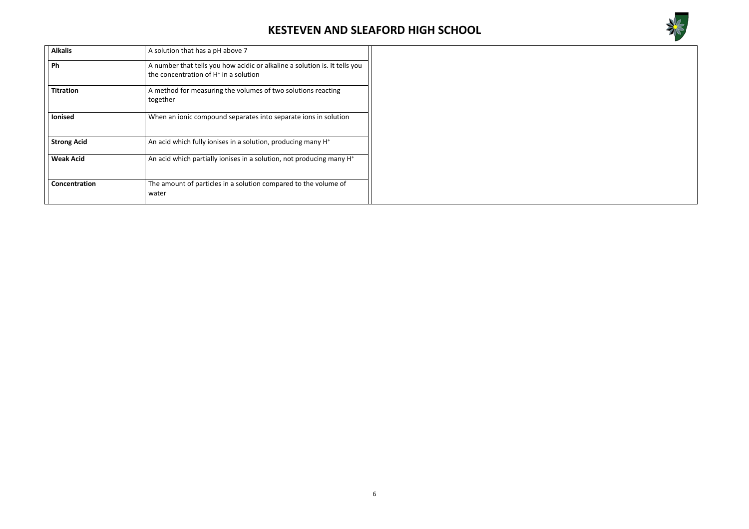| Alkalis | A solution that has a pH above 7 |
|---|---|
| Ph | A number that tells you how acidic or alkaline a solution is. It tells you the concentration of $H^+$ in a solution |
| Titration | A method for measuring the volumes of two solutions reacting together |
| Ionised | When an ionic compound separates into separate ions in solution |
| Strong Acid | An acid which fully ionises in a solution, producing many $H^+$ |
| Weak Acid | An acid which partially ionises in a solution, not producing many $H^+$ |
| Concentration | The amount of particles in a solution compared to the volume of water |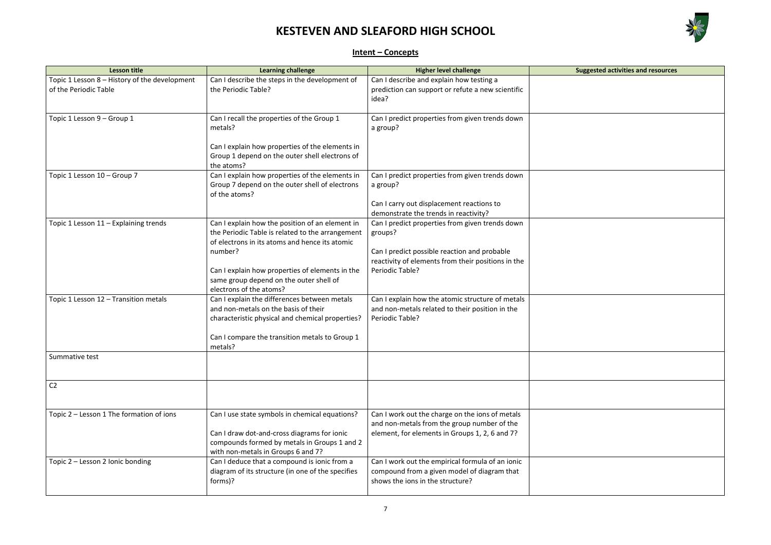# KESTEVEN AND SLEAFORD HIGH SCHOOL

## Intent – Concepts

| Lesson title | Learning challenge | Higher level challenge | Suggested activities and resources |
|---|---|---|---|
| Topic 1 Lesson 8 – History of the development of the Periodic Table | Can I describe the steps in the development of the Periodic Table? | Can I describe and explain how testing a prediction can support or refute a new scientific idea? | |
| Topic 1 Lesson 9 – Group 1 | Can I recall the properties of the Group 1 metals?<br><br>Can I explain how properties of the elements in Group 1 depend on the outer shell electrons of the atoms? | Can I predict properties from given trends down a group? | |
| Topic 1 Lesson 10 – Group 7 | Can I explain how properties of the elements in Group 7 depend on the outer shell of electrons of the atoms? | Can I predict properties from given trends down a group?<br><br>Can I carry out displacement reactions to demonstrate the trends in reactivity? | |
| Topic 1 Lesson 11 – Explaining trends | Can I explain how the position of an element in the Periodic Table is related to the arrangement of electrons in its atoms and hence its atomic number?<br><br>Can I explain how properties of elements in the same group depend on the outer shell of electrons of the atoms? | Can I predict properties from given trends down groups?<br><br>Can I predict possible reaction and probable reactivity of elements from their positions in the Periodic Table? | |
| Topic 1 Lesson 12 – Transition metals | Can I explain the differences between metals and non-metals on the basis of their characteristic physical and chemical properties?<br><br>Can I compare the transition metals to Group 1 metals? | Can I explain how the atomic structure of metals and non-metals related to their position in the Periodic Table? | |
| Summative test | | | |
| C2 | | | |
| Topic 2 – Lesson 1 The formation of ions | Can I use state symbols in chemical equations?<br><br>Can I draw dot-and-cross diagrams for ionic compounds formed by metals in Groups 1 and 2 with non-metals in Groups 6 and 7? | Can I work out the charge on the ions of metals and non-metals from the group number of the element, for elements in Groups 1, 2, 6 and 7? | |
| Topic 2 – Lesson 2 Ionic bonding | Can I deduce that a compound is ionic from a diagram of its structure (in one of the specifies forms)? | Can I work out the empirical formula of an ionic compound from a given model of diagram that shows the ions in the structure? | |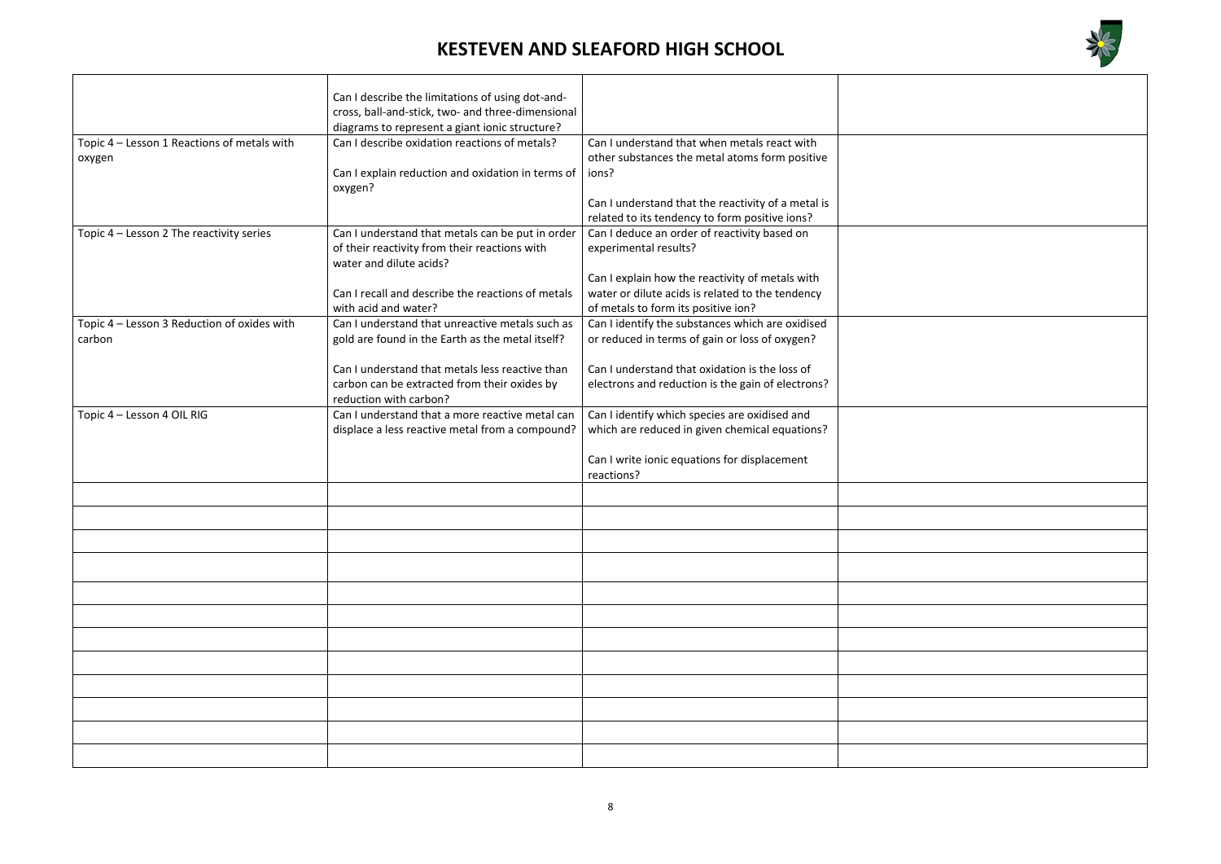# KESTEVEN AND SLEAFORD HIGH SCHOOL

| | | | |
|---|---|---|---|
| | Can I describe the limitations of using dot-and-cross, ball-and-stick, two- and three-dimensional diagrams to represent a giant ionic structure? | | |
| Topic 4 – Lesson 1 Reactions of metals with oxygen | Can I describe oxidation reactions of metals?<br><br>Can I explain reduction and oxidation in terms of oxygen? | Can I understand that when metals react with other substances the metal atoms form positive ions?<br><br>Can I understand that the reactivity of a metal is related to its tendency to form positive ions? | |
| Topic 4 – Lesson 2 The reactivity series | Can I understand that metals can be put in order of their reactivity from their reactions with water and dilute acids?<br><br>Can I recall and describe the reactions of metals with acid and water? | Can I deduce an order of reactivity based on experimental results?<br><br>Can I explain how the reactivity of metals with water or dilute acids is related to the tendency of metals to form its positive ion? | |
| Topic 4 – Lesson 3 Reduction of oxides with carbon | Can I understand that unreactive metals such as gold are found in the Earth as the metal itself?<br><br>Can I understand that metals less reactive than carbon can be extracted from their oxides by reduction with carbon? | Can I identify the substances which are oxidised or reduced in terms of gain or loss of oxygen?<br><br>Can I understand that oxidation is the loss of electrons and reduction is the gain of electrons? | |
| Topic 4 – Lesson 4 OIL RIG | Can I understand that a more reactive metal can displace a less reactive metal from a compound? | Can I identify which species are oxidised and which are reduced in given chemical equations?<br><br>Can I write ionic equations for displacement reactions? | |
| | | | |
| | | | |
| | | | |
| | | | |
| | | | |
| | | | |
| | | | |
| | | | |
| | | | |
| | | | |
| | | | |
| | | | |